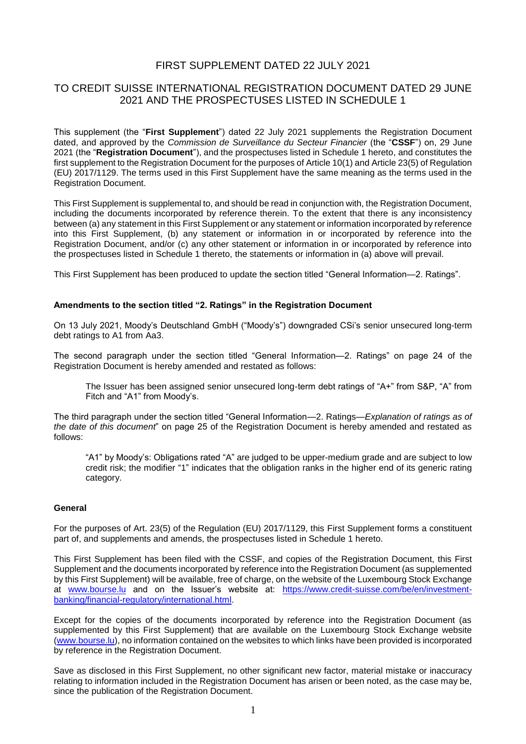# FIRST SUPPLEMENT DATED 22 JULY 2021

## TO CREDIT SUISSE INTERNATIONAL REGISTRATION DOCUMENT DATED 29 JUNE 2021 AND THE PROSPECTUSES LISTED IN SCHEDULE 1

This supplement (the "**First Supplement**") dated 22 July 2021 supplements the Registration Document dated, and approved by the *Commission de Surveillance du Secteur Financier* (the "**CSSF**") on, 29 June 2021 (the "**Registration Document**"), and the prospectuses listed in Schedule 1 hereto, and constitutes the first supplement to the Registration Document for the purposes of Article 10(1) and Article 23(5) of Regulation (EU) 2017/1129. The terms used in this First Supplement have the same meaning as the terms used in the Registration Document.

This First Supplement is supplemental to, and should be read in conjunction with, the Registration Document, including the documents incorporated by reference therein. To the extent that there is any inconsistency between (a) any statement in this First Supplement or any statement or information incorporated by reference into this First Supplement, (b) any statement or information in or incorporated by reference into the Registration Document, and/or (c) any other statement or information in or incorporated by reference into the prospectuses listed in Schedule 1 thereto, the statements or information in (a) above will prevail.

This First Supplement has been produced to update the section titled "General Information—2. Ratings".

### Amendments to the section titled "2. Ratings" in the Registration Document

On 13 July 2021, Moody's Deutschland GmbH ("Moody's") downgraded CSi's senior unsecured long-term debt ratings to A1 from Aa3.

The second paragraph under the section titled "General Information—2. Ratings" on page 24 of the Registration Document is hereby amended and restated as follows:

> The Issuer has been assigned senior unsecured long-term debt ratings of "A+" from S&P, "A" from Fitch and "A1" from Moody's.

The third paragraph under the section titled "General Information—2. Ratings—*Explanation of ratings as of the date of this document*" on page 25 of the Registration Document is hereby amended and restated as follows:

> "A1" by Moody's: Obligations rated "A" are judged to be upper-medium grade and are subject to low credit risk; the modifier "1" indicates that the obligation ranks in the higher end of its generic rating category.

### General

For the purposes of Art. 23(5) of the Regulation (EU) 2017/1129, this First Supplement forms a constituent part of, and supplements and amends, the prospectuses listed in Schedule 1 hereto.

This First Supplement has been filed with the CSSF, and copies of the Registration Document, this First Supplement and the documents incorporated by reference into the Registration Document (as supplemented by this First Supplement) will be available, free of charge, on the website of the Luxembourg Stock Exchange at www.bourse.lu and on the Issuer's website at: https://www.credit-suisse.com/be/en/investment-banking/financial-regulatory/international.html.

Except for the copies of the documents incorporated by reference into the Registration Document (as supplemented by this First Supplement) that are available on the Luxembourg Stock Exchange website (www.bourse.lu), no information contained on the websites to which links have been provided is incorporated by reference in the Registration Document.

Save as disclosed in this First Supplement, no other significant new factor, material mistake or inaccuracy relating to information included in the Registration Document has arisen or been noted, as the case may be, since the publication of the Registration Document.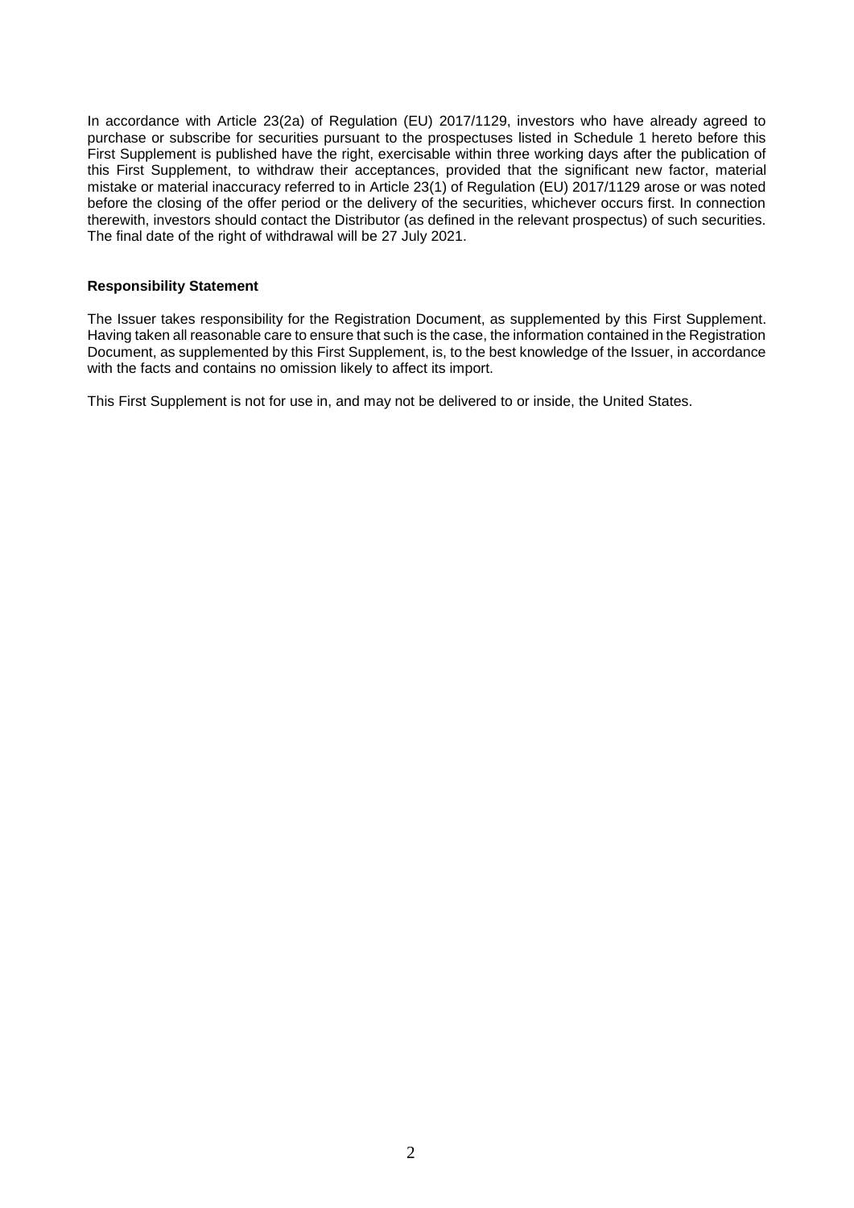In accordance with Article 23(2a) of Regulation (EU) 2017/1129, investors who have already agreed to purchase or subscribe for securities pursuant to the prospectuses listed in Schedule 1 hereto before this First Supplement is published have the right, exercisable within three working days after the publication of this First Supplement, to withdraw their acceptances, provided that the significant new factor, material mistake or material inaccuracy referred to in Article 23(1) of Regulation (EU) 2017/1129 arose or was noted before the closing of the offer period or the delivery of the securities, whichever occurs first. In connection therewith, investors should contact the Distributor (as defined in the relevant prospectus) of such securities. The final date of the right of withdrawal will be 27 July 2021.

**Responsibility Statement**

The Issuer takes responsibility for the Registration Document, as supplemented by this First Supplement. Having taken all reasonable care to ensure that such is the case, the information contained in the Registration Document, as supplemented by this First Supplement, is, to the best knowledge of the Issuer, in accordance with the facts and contains no omission likely to affect its import.

This First Supplement is not for use in, and may not be delivered to or inside, the United States.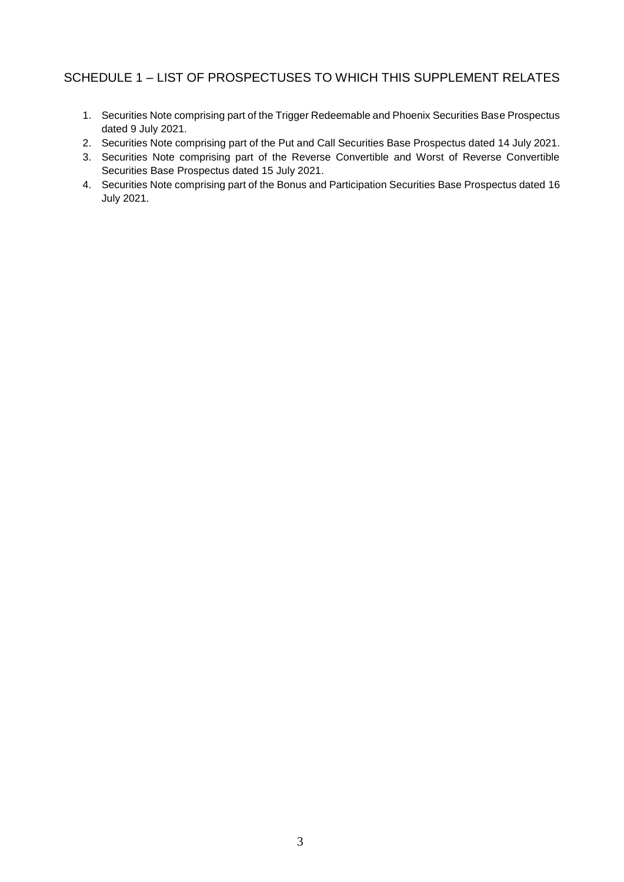## SCHEDULE 1 – LIST OF PROSPECTUSES TO WHICH THIS SUPPLEMENT RELATES

1. Securities Note comprising part of the Trigger Redeemable and Phoenix Securities Base Prospectus dated 9 July 2021.
2. Securities Note comprising part of the Put and Call Securities Base Prospectus dated 14 July 2021.
3. Securities Note comprising part of the Reverse Convertible and Worst of Reverse Convertible Securities Base Prospectus dated 15 July 2021.
4. Securities Note comprising part of the Bonus and Participation Securities Base Prospectus dated 16 July 2021.